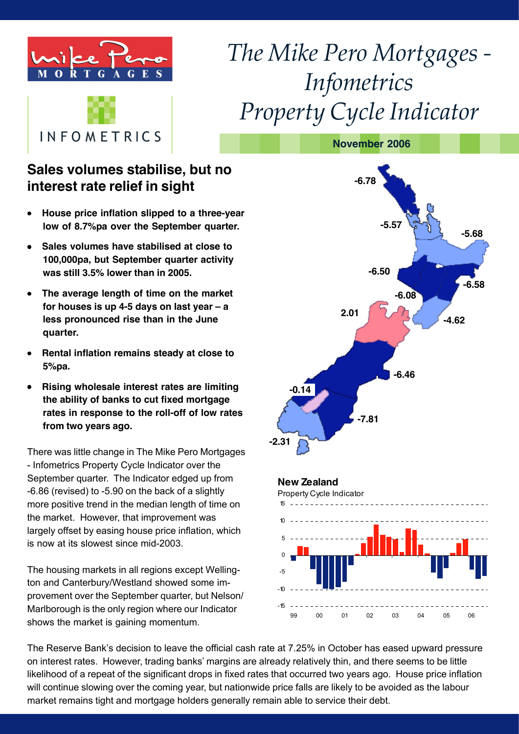# The Mike Pero Mortgages - Infometrics Property Cycle Indicator

**November 2006**

## Sales volumes stabilise, but no interest rate relief in sight

- **House price inflation slipped to a three-year low of 8.7%pa over the September quarter.**
- **Sales volumes have stabilised at close to 100,000pa, but September quarter activity was still 3.5% lower than in 2005.**
- **The average length of time on the market for houses is up 4-5 days on last year – a less pronounced rise than in the June quarter.**
- **Rental inflation remains steady at close to 5%pa.**
- **Rising wholesale interest rates are limiting the ability of banks to cut fixed mortgage rates in response to the roll-off of low rates from two years ago.**

There was little change in The Mike Pero Mortgages - Infometrics Property Cycle Indicator over the September quarter. The Indicator edged up from -6.86 (revised) to -5.90 on the back of a slightly more positive trend in the median length of time on the market. However, that improvement was largely offset by easing house price inflation, which is now at its slowest since mid-2003.

The housing markets in all regions except Wellington and Canterbury/Westland showed some improvement over the September quarter, but Nelson/Marlborough is the only region where our Indicator shows the market is gaining momentum.

The Reserve Bank's decision to leave the official cash rate at 7.25% in October has eased upward pressure on interest rates. However, trading banks' margins are already relatively thin, and there seems to be little likelihood of a repeat of the significant drops in fixed rates that occurred two years ago. House price inflation will continue slowing over the coming year, but nationwide price falls are likely to be avoided as the labour market remains tight and mortgage holders generally remain able to service their debt.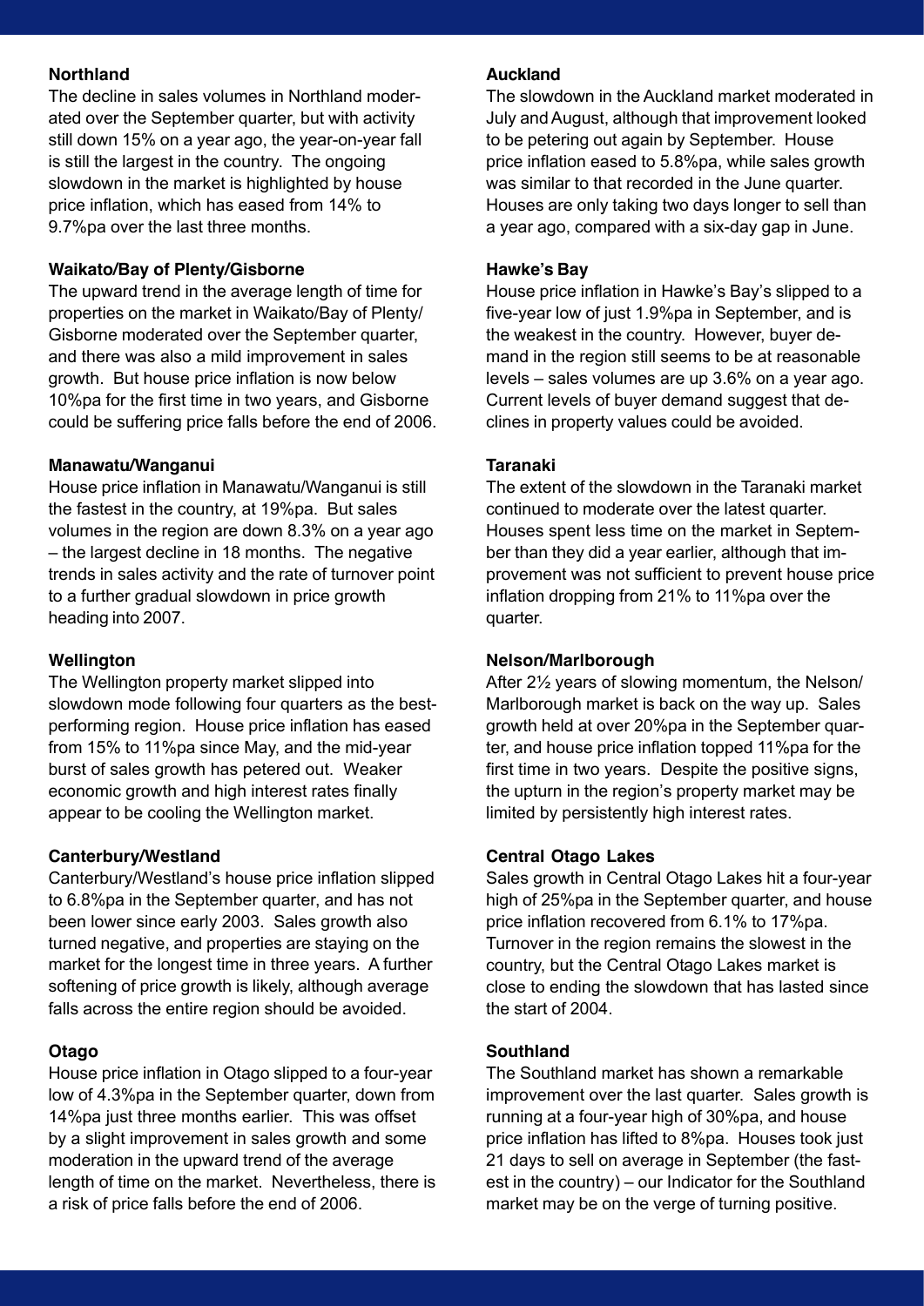### Northland

The decline in sales volumes in Northland moderated over the September quarter, but with activity still down 15% on a year ago, the year-on-year fall is still the largest in the country. The ongoing slowdown in the market is highlighted by house price inflation, which has eased from 14% to 9.7%pa over the last three months.

### Waikato/Bay of Plenty/Gisborne

The upward trend in the average length of time for properties on the market in Waikato/Bay of Plenty/Gisborne moderated over the September quarter, and there was also a mild improvement in sales growth. But house price inflation is now below 10%pa for the first time in two years, and Gisborne could be suffering price falls before the end of 2006.

### Manawatu/Wanganui

House price inflation in Manawatu/Wanganui is still the fastest in the country, at 19%pa. But sales volumes in the region are down 8.3% on a year ago – the largest decline in 18 months. The negative trends in sales activity and the rate of turnover point to a further gradual slowdown in price growth heading into 2007.

### Wellington

The Wellington property market slipped into slowdown mode following four quarters as the best-performing region. House price inflation has eased from 15% to 11%pa since May, and the mid-year burst of sales growth has petered out. Weaker economic growth and high interest rates finally appear to be cooling the Wellington market.

### Canterbury/Westland

Canterbury/Westland's house price inflation slipped to 6.8%pa in the September quarter, and has not been lower since early 2003. Sales growth also turned negative, and properties are staying on the market for the longest time in three years. A further softening of price growth is likely, although average falls across the entire region should be avoided.

### Otago

House price inflation in Otago slipped to a four-year low of 4.3%pa in the September quarter, down from 14%pa just three months earlier. This was offset by a slight improvement in sales growth and some moderation in the upward trend of the average length of time on the market. Nevertheless, there is a risk of price falls before the end of 2006.

### Auckland

The slowdown in the Auckland market moderated in July and August, although that improvement looked to be petering out again by September. House price inflation eased to 5.8%pa, while sales growth was similar to that recorded in the June quarter. Houses are only taking two days longer to sell than a year ago, compared with a six-day gap in June.

### Hawke's Bay

House price inflation in Hawke's Bay's slipped to a five-year low of just 1.9%pa in September, and is the weakest in the country. However, buyer demand in the region still seems to be at reasonable levels – sales volumes are up 3.6% on a year ago. Current levels of buyer demand suggest that declines in property values could be avoided.

### Taranaki

The extent of the slowdown in the Taranaki market continued to moderate over the latest quarter. Houses spent less time on the market in September than they did a year earlier, although that improvement was not sufficient to prevent house price inflation dropping from 21% to 11%pa over the quarter.

### Nelson/Marlborough

After 2½ years of slowing momentum, the Nelson/Marlborough market is back on the way up. Sales growth held at over 20%pa in the September quarter, and house price inflation topped 11%pa for the first time in two years. Despite the positive signs, the upturn in the region's property market may be limited by persistently high interest rates.

### Central Otago Lakes

Sales growth in Central Otago Lakes hit a four-year high of 25%pa in the September quarter, and house price inflation recovered from 6.1% to 17%pa. Turnover in the region remains the slowest in the country, but the Central Otago Lakes market is close to ending the slowdown that has lasted since the start of 2004.

### Southland

The Southland market has shown a remarkable improvement over the last quarter. Sales growth is running at a four-year high of 30%pa, and house price inflation has lifted to 8%pa. Houses took just 21 days to sell on average in September (the fastest in the country) – our Indicator for the Southland market may be on the verge of turning positive.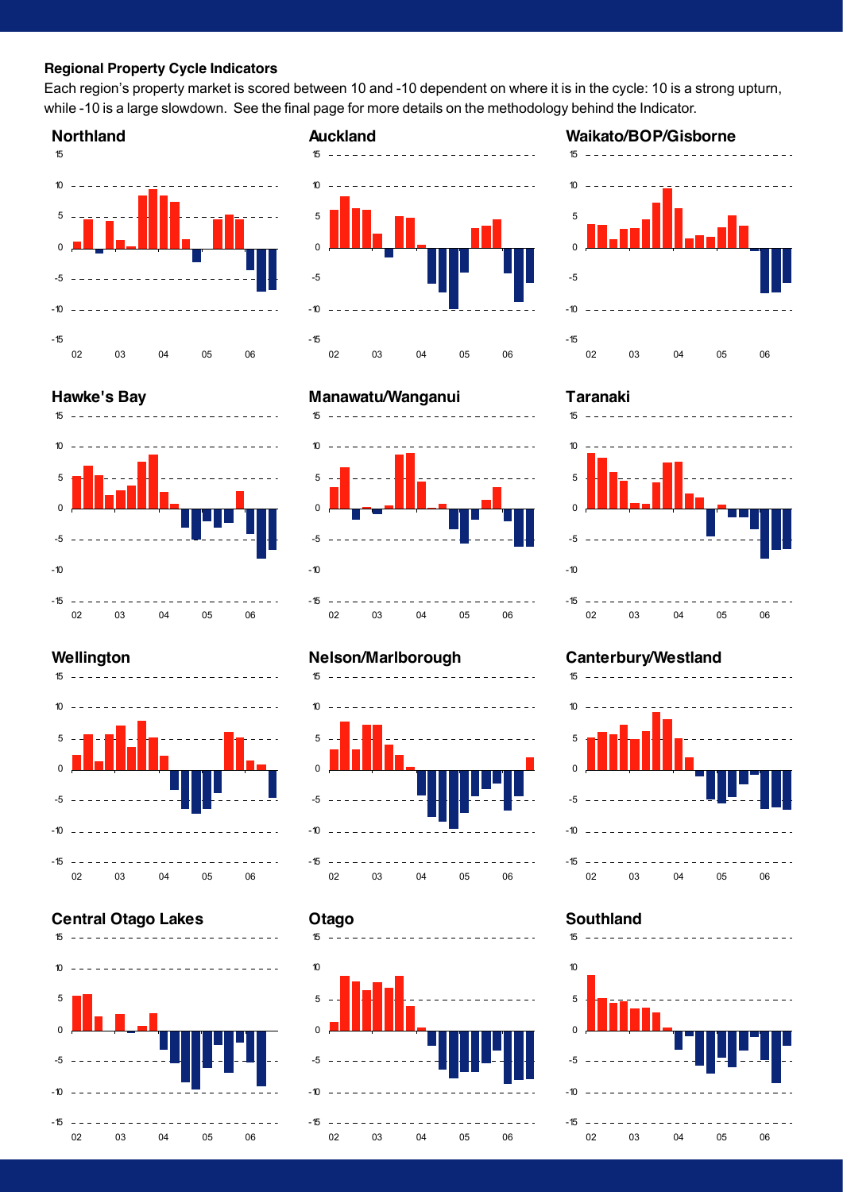**Regional Property Cycle Indicators**

Each region's property market is scored between 10 and -10 dependent on where it is in the cycle: 10 is a strong upturn, while -10 is a large slowdown. See the final page for more details on the methodology behind the Indicator.

**Northland**

**Auckland**

**Waikato/BOP/Gisborne**

**Hawke's Bay**

**Manawatu/Wanganui**

**Taranaki**

**Wellington**

**Nelson/Marlborough**

**Canterbury/Westland**

**Central Otago Lakes**

**Otago**

**Southland**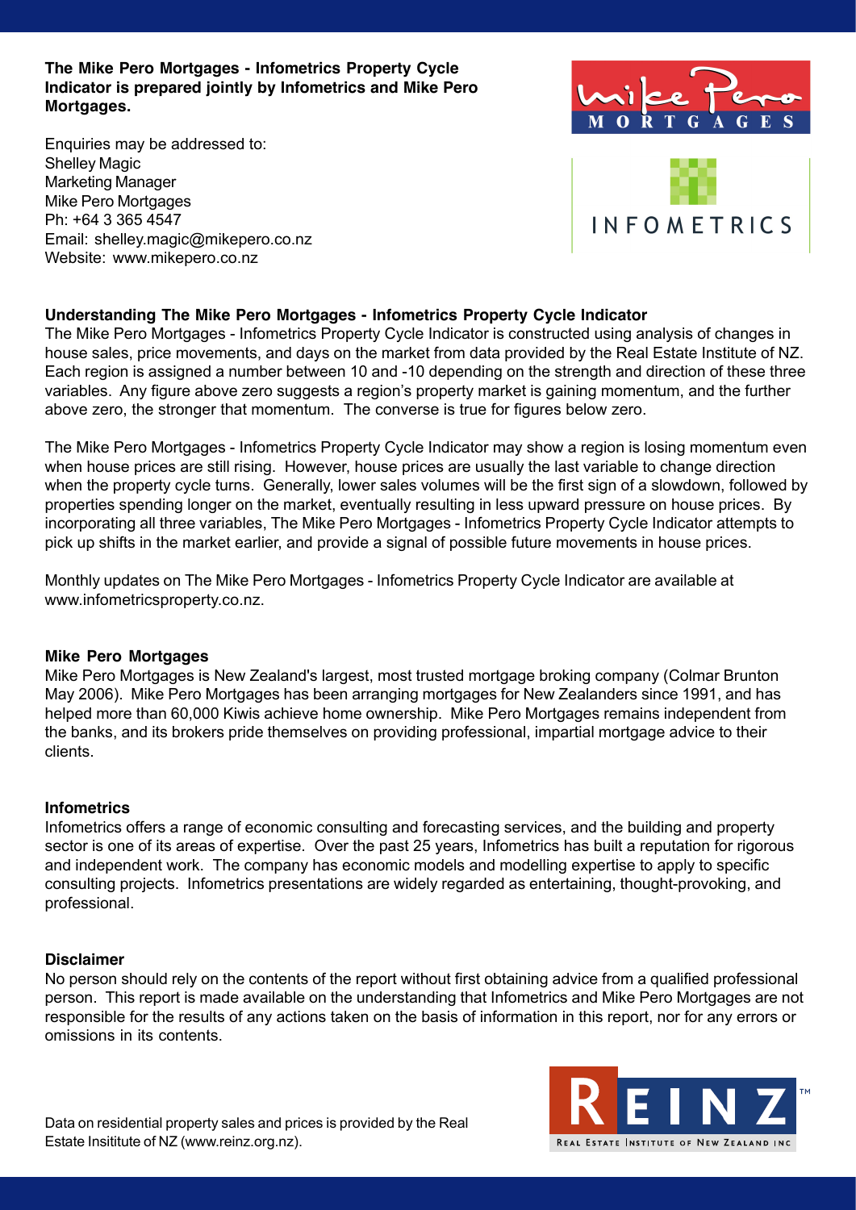**The Mike Pero Mortgages - Infometrics Property Cycle Indicator is prepared jointly by Infometrics and Mike Pero Mortgages.**

Enquiries may be addressed to:
Shelley Magic
Marketing Manager
Mike Pero Mortgages
Ph: +64 3 365 4547
Email: shelley.magic@mikepero.co.nz
Website: www.mikepero.co.nz

### Understanding The Mike Pero Mortgages - Infometrics Property Cycle Indicator

The Mike Pero Mortgages - Infometrics Property Cycle Indicator is constructed using analysis of changes in house sales, price movements, and days on the market from data provided by the Real Estate Institute of NZ. Each region is assigned a number between 10 and -10 depending on the strength and direction of these three variables. Any figure above zero suggests a region's property market is gaining momentum, and the further above zero, the stronger that momentum. The converse is true for figures below zero.

The Mike Pero Mortgages - Infometrics Property Cycle Indicator may show a region is losing momentum even when house prices are still rising. However, house prices are usually the last variable to change direction when the property cycle turns. Generally, lower sales volumes will be the first sign of a slowdown, followed by properties spending longer on the market, eventually resulting in less upward pressure on house prices. By incorporating all three variables, The Mike Pero Mortgages - Infometrics Property Cycle Indicator attempts to pick up shifts in the market earlier, and provide a signal of possible future movements in house prices.

Monthly updates on The Mike Pero Mortgages - Infometrics Property Cycle Indicator are available at www.infometricsproperty.co.nz.

### Mike Pero Mortgages

Mike Pero Mortgages is New Zealand's largest, most trusted mortgage broking company (Colmar Brunton May 2006). Mike Pero Mortgages has been arranging mortgages for New Zealanders since 1991, and has helped more than 60,000 Kiwis achieve home ownership. Mike Pero Mortgages remains independent from the banks, and its brokers pride themselves on providing professional, impartial mortgage advice to their clients.

### Infometrics

Infometrics offers a range of economic consulting and forecasting services, and the building and property sector is one of its areas of expertise. Over the past 25 years, Infometrics has built a reputation for rigorous and independent work. The company has economic models and modelling expertise to apply to specific consulting projects. Infometrics presentations are widely regarded as entertaining, thought-provoking, and professional.

### Disclaimer

No person should rely on the contents of the report without first obtaining advice from a qualified professional person. This report is made available on the understanding that Infometrics and Mike Pero Mortgages are not responsible for the results of any actions taken on the basis of information in this report, nor for any errors or omissions in its contents.

Data on residential property sales and prices is provided by the Real Estate Insititute of NZ (www.reinz.org.nz).